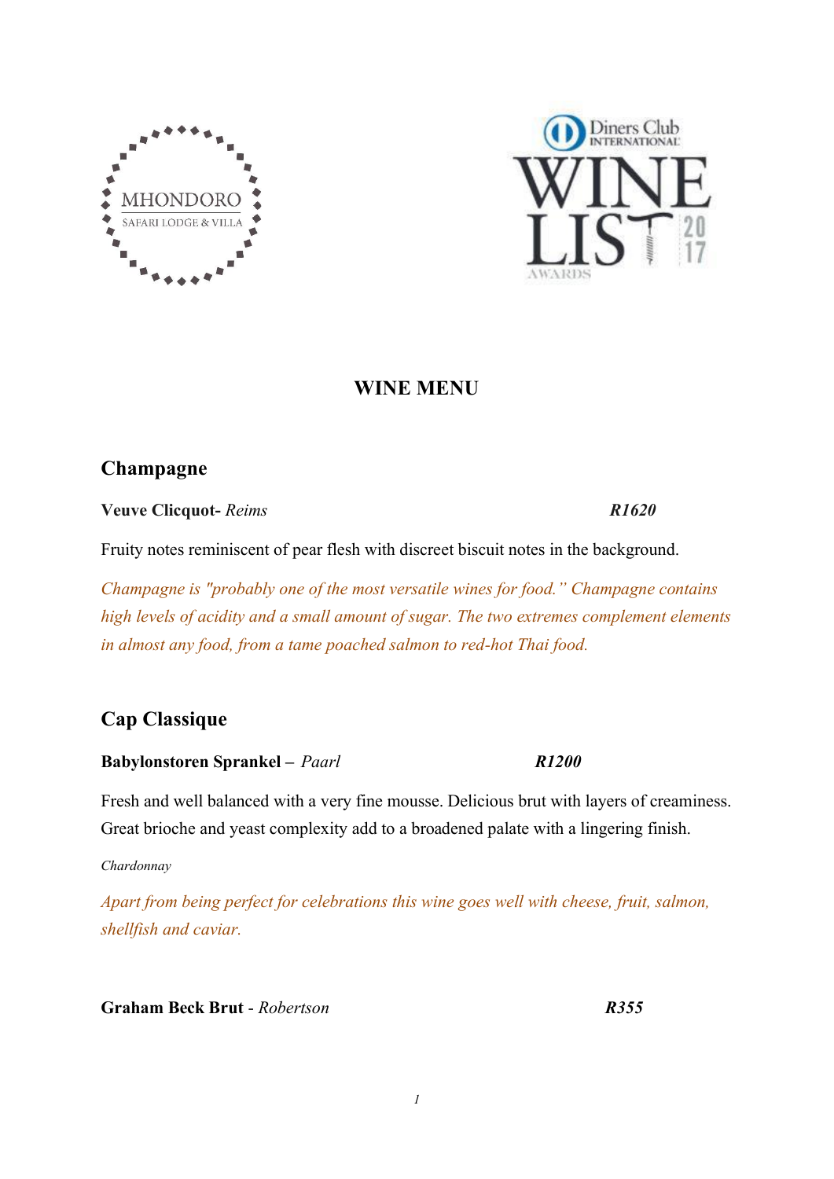# WINE MENU

## Champagne

**Veuve Clicquot-** *Reims* ***R1620***

Fruity notes reminiscent of pear flesh with discreet biscuit notes in the background.

*Champagne is "probably one of the most versatile wines for food." Champagne contains high levels of acidity and a small amount of sugar. The two extremes complement elements in almost any food, from a tame poached salmon to red-hot Thai food.*

## Cap Classique

**Babylonstoren Sprankel –** *Paarl* ***R1200***

Fresh and well balanced with a very fine mousse. Delicious brut with layers of creaminess. Great brioche and yeast complexity add to a broadened palate with a lingering finish.

*Chardonnay*

*Apart from being perfect for celebrations this wine goes well with cheese, fruit, salmon, shellfish and caviar.*

**Graham Beck Brut** - *Robertson* ***R355***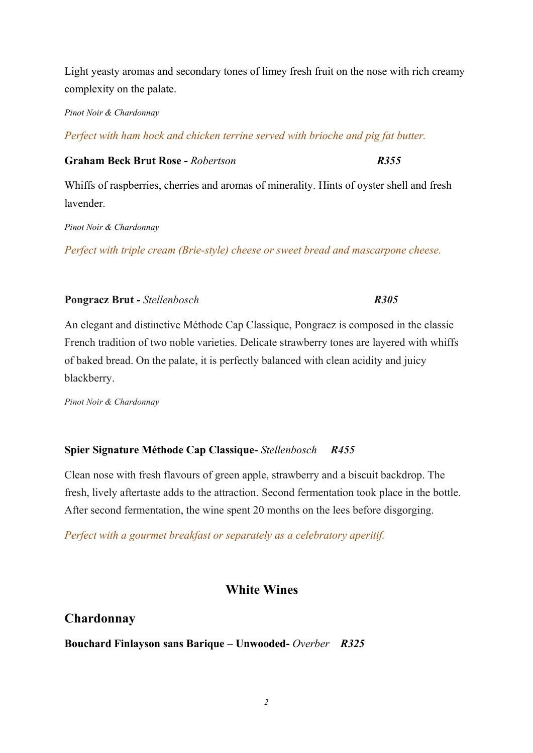Light yeasty aromas and secondary tones of limey fresh fruit on the nose with rich creamy complexity on the palate.

*Pinot Noir & Chardonnay*

*Perfect with ham hock and chicken terrine served with brioche and pig fat butter.*

**Graham Beck Brut Rose -** *Robertson* ***R355***

Whiffs of raspberries, cherries and aromas of minerality. Hints of oyster shell and fresh lavender.

*Pinot Noir & Chardonnay*

*Perfect with triple cream (Brie-style) cheese or sweet bread and mascarpone cheese.*

**Pongracz Brut -** *Stellenbosch* ***R305***

An elegant and distinctive Méthode Cap Classique, Pongracz is composed in the classic French tradition of two noble varieties. Delicate strawberry tones are layered with whiffs of baked bread. On the palate, it is perfectly balanced with clean acidity and juicy blackberry.

*Pinot Noir & Chardonnay*

**Spier Signature Méthode Cap Classique-** *Stellenbosch* ***R455***

Clean nose with fresh flavours of green apple, strawberry and a biscuit backdrop. The fresh, lively aftertaste adds to the attraction. Second fermentation took place in the bottle. After second fermentation, the wine spent 20 months on the lees before disgorging.

*Perfect with a gourmet breakfast or separately as a celebratory aperitif.*

## White Wines

## Chardonnay

**Bouchard Finlayson sans Barique – Unwooded-** *Overber* ***R325***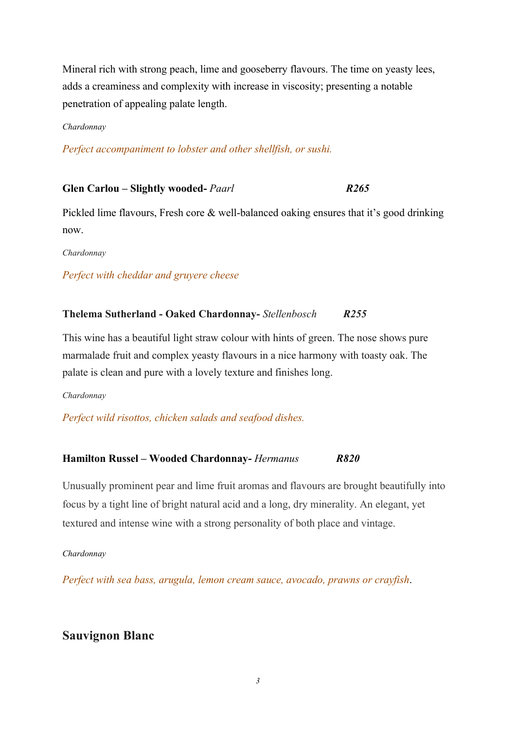Mineral rich with strong peach, lime and gooseberry flavours. The time on yeasty lees, adds a creaminess and complexity with increase in viscosity; presenting a notable penetration of appealing palate length.

*Chardonnay*

*Perfect accompaniment to lobster and other shellfish, or sushi.*

**Glen Carlou – Slightly wooded-** *Paarl* ***R265***

Pickled lime flavours, Fresh core & well-balanced oaking ensures that it's good drinking now.

*Chardonnay*

*Perfect with cheddar and gruyere cheese*

**Thelema Sutherland - Oaked Chardonnay-** *Stellenbosch* ***R255***

This wine has a beautiful light straw colour with hints of green. The nose shows pure marmalade fruit and complex yeasty flavours in a nice harmony with toasty oak. The palate is clean and pure with a lovely texture and finishes long.

*Chardonnay*

*Perfect wild risottos, chicken salads and seafood dishes.*

**Hamilton Russel – Wooded Chardonnay-** *Hermanus* ***R820***

Unusually prominent pear and lime fruit aromas and flavours are brought beautifully into focus by a tight line of bright natural acid and a long, dry minerality. An elegant, yet textured and intense wine with a strong personality of both place and vintage.

*Chardonnay*

*Perfect with sea bass, arugula, lemon cream sauce, avocado, prawns or crayfish*.

## Sauvignon Blanc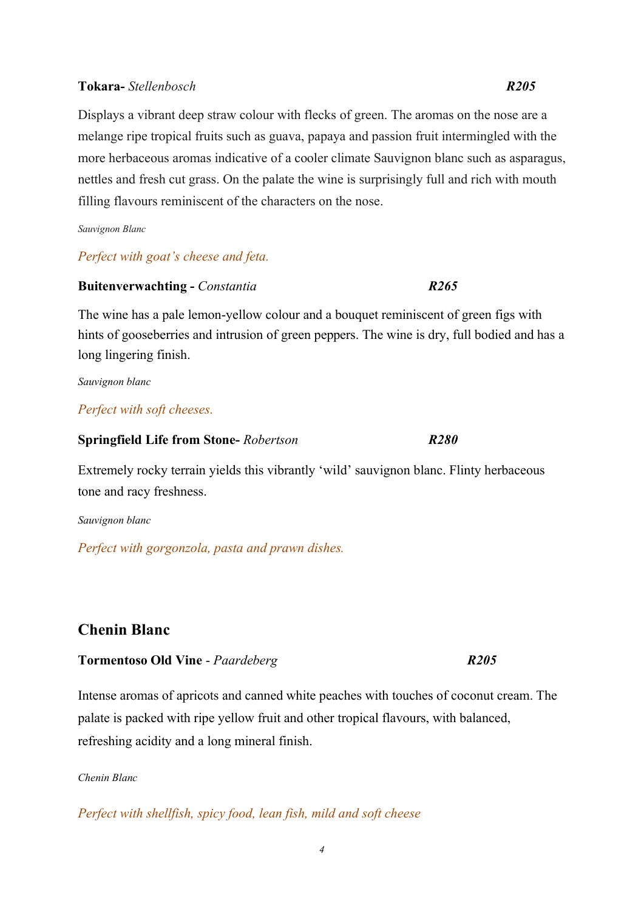**Tokara-** *Stellenbosch* ***R205***

Displays a vibrant deep straw colour with flecks of green. The aromas on the nose are a melange ripe tropical fruits such as guava, papaya and passion fruit intermingled with the more herbaceous aromas indicative of a cooler climate Sauvignon blanc such as asparagus, nettles and fresh cut grass. On the palate the wine is surprisingly full and rich with mouth filling flavours reminiscent of the characters on the nose.

*Sauvignon Blanc*

*Perfect with goat's cheese and feta.*

**Buitenverwachting -** *Constantia* ***R265***

The wine has a pale lemon-yellow colour and a bouquet reminiscent of green figs with hints of gooseberries and intrusion of green peppers. The wine is dry, full bodied and has a long lingering finish.

*Sauvignon blanc*

*Perfect with soft cheeses.*

**Springfield Life from Stone-** *Robertson* ***R280***

Extremely rocky terrain yields this vibrantly 'wild' sauvignon blanc. Flinty herbaceous tone and racy freshness.

*Sauvignon blanc*

*Perfect with gorgonzola, pasta and prawn dishes.*

## Chenin Blanc

**Tormentoso Old Vine** - *Paardeberg* ***R205***

Intense aromas of apricots and canned white peaches with touches of coconut cream. The palate is packed with ripe yellow fruit and other tropical flavours, with balanced, refreshing acidity and a long mineral finish.

*Chenin Blanc*

*Perfect with shellfish, spicy food, lean fish, mild and soft cheese*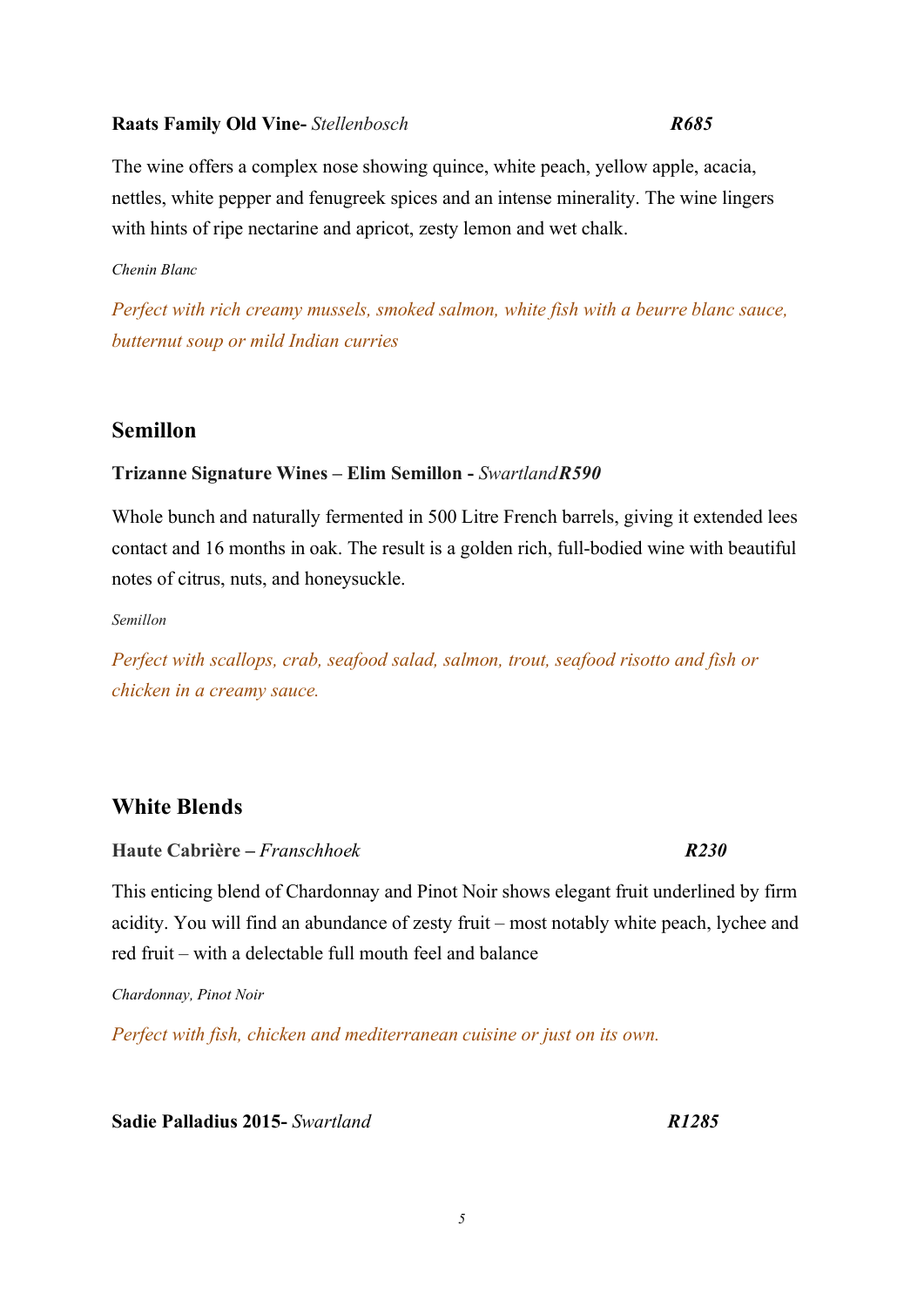**Raats Family Old Vine-** *Stellenbosch* ***R685***

The wine offers a complex nose showing quince, white peach, yellow apple, acacia, nettles, white pepper and fenugreek spices and an intense minerality. The wine lingers with hints of ripe nectarine and apricot, zesty lemon and wet chalk.

*Chenin Blanc*

*Perfect with rich creamy mussels, smoked salmon, white fish with a beurre blanc sauce, butternut soup or mild Indian curries*

## Semillon

**Trizanne Signature Wines – Elim Semillon -** *Swartland* ***R590***

Whole bunch and naturally fermented in 500 Litre French barrels, giving it extended lees contact and 16 months in oak. The result is a golden rich, full-bodied wine with beautiful notes of citrus, nuts, and honeysuckle.

*Semillon*

*Perfect with scallops, crab, seafood salad, salmon, trout, seafood risotto and fish or chicken in a creamy sauce.*

## White Blends

**Haute Cabrière –** *Franschhoek* ***R230***

This enticing blend of Chardonnay and Pinot Noir shows elegant fruit underlined by firm acidity. You will find an abundance of zesty fruit – most notably white peach, lychee and red fruit – with a delectable full mouth feel and balance

*Chardonnay, Pinot Noir*

*Perfect with fish, chicken and mediterranean cuisine or just on its own.*

**Sadie Palladius 2015-** *Swartland* ***R1285***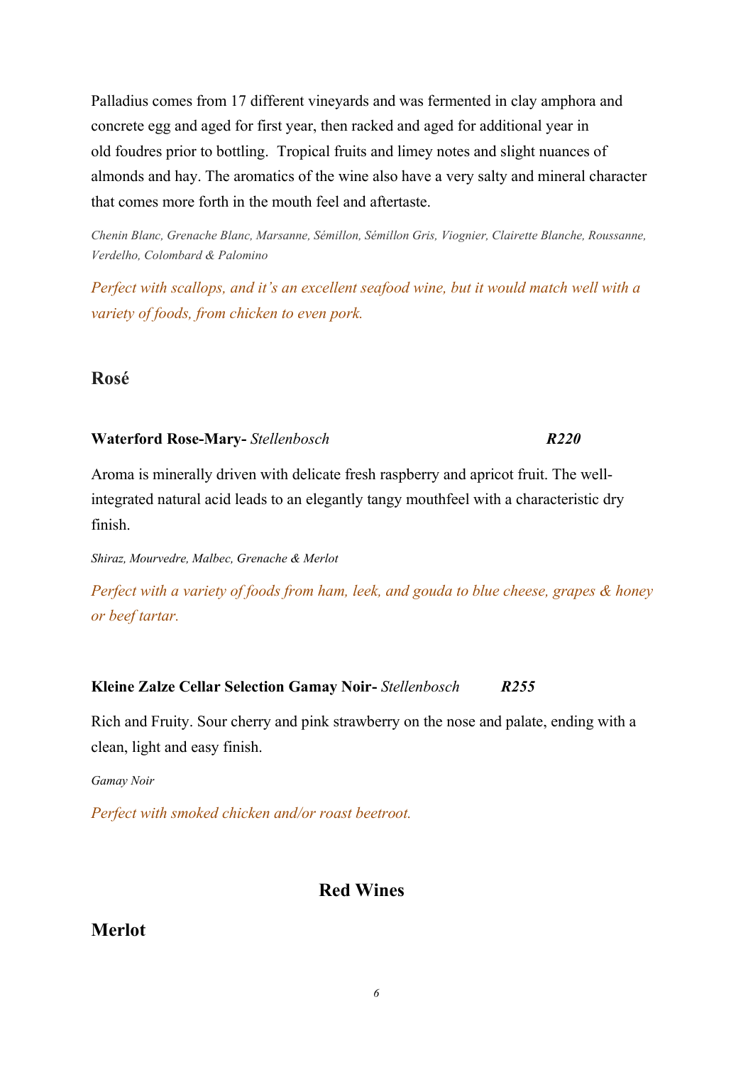Palladius comes from 17 different vineyards and was fermented in clay amphora and concrete egg and aged for first year, then racked and aged for additional year in old foudres prior to bottling. Tropical fruits and limey notes and slight nuances of almonds and hay. The aromatics of the wine also have a very salty and mineral character that comes more forth in the mouth feel and aftertaste.

*Chenin Blanc, Grenache Blanc, Marsanne, Sémillon, Sémillon Gris, Viognier, Clairette Blanche, Roussanne, Verdelho, Colombard & Palomino*

*Perfect with scallops, and it's an excellent seafood wine, but it would match well with a variety of foods, from chicken to even pork.*

## Rosé

**Waterford Rose-Mary-** *Stellenbosch* ***R220***

Aroma is minerally driven with delicate fresh raspberry and apricot fruit. The well-integrated natural acid leads to an elegantly tangy mouthfeel with a characteristic dry finish.

*Shiraz, Mourvedre, Malbec, Grenache & Merlot*

*Perfect with a variety of foods from ham, leek, and gouda to blue cheese, grapes & honey or beef tartar.*

**Kleine Zalze Cellar Selection Gamay Noir-** *Stellenbosch* ***R255***

Rich and Fruity. Sour cherry and pink strawberry on the nose and palate, ending with a clean, light and easy finish.

*Gamay Noir*

*Perfect with smoked chicken and/or roast beetroot.*

# Red Wines

## Merlot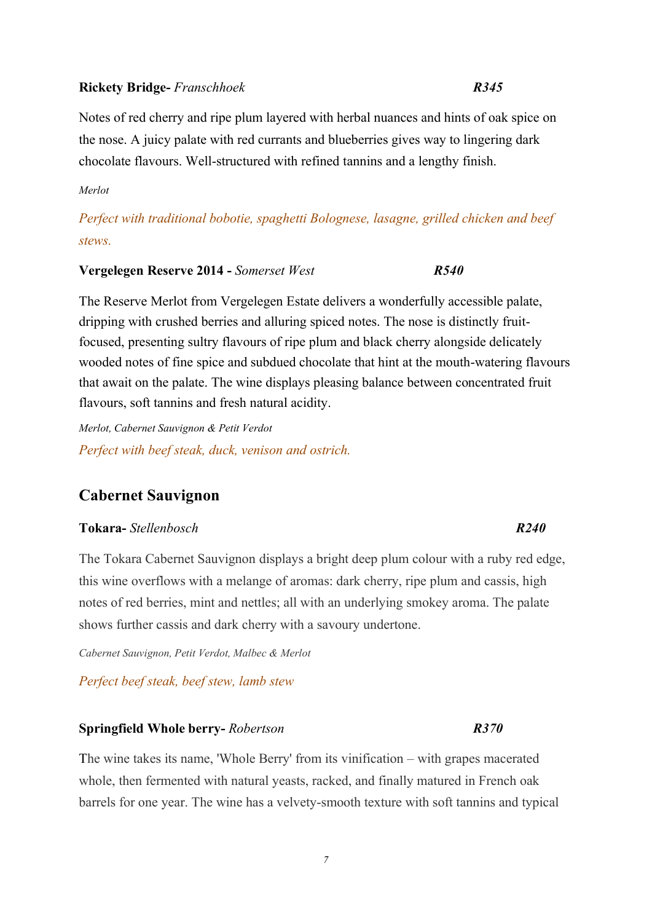**Rickety Bridge-** *Franschhoek* ***R345***

Notes of red cherry and ripe plum layered with herbal nuances and hints of oak spice on the nose. A juicy palate with red currants and blueberries gives way to lingering dark chocolate flavours. Well-structured with refined tannins and a lengthy finish.

*Merlot*

*Perfect with traditional bobotie, spaghetti Bolognese, lasagne, grilled chicken and beef stews.*

**Vergelegen Reserve 2014 -** *Somerset West* ***R540***

The Reserve Merlot from Vergelegen Estate delivers a wonderfully accessible palate, dripping with crushed berries and alluring spiced notes. The nose is distinctly fruit-focused, presenting sultry flavours of ripe plum and black cherry alongside delicately wooded notes of fine spice and subdued chocolate that hint at the mouth-watering flavours that await on the palate. The wine displays pleasing balance between concentrated fruit flavours, soft tannins and fresh natural acidity.

*Merlot, Cabernet Sauvignon & Petit Verdot*

*Perfect with beef steak, duck, venison and ostrich.*

## Cabernet Sauvignon

**Tokara-** *Stellenbosch* ***R240***

The Tokara Cabernet Sauvignon displays a bright deep plum colour with a ruby red edge, this wine overflows with a melange of aromas: dark cherry, ripe plum and cassis, high notes of red berries, mint and nettles; all with an underlying smokey aroma. The palate shows further cassis and dark cherry with a savoury undertone.

*Cabernet Sauvignon, Petit Verdot, Malbec & Merlot*

*Perfect beef steak, beef stew, lamb stew*

**Springfield Whole berry-** *Robertson* ***R370***

The wine takes its name, 'Whole Berry' from its vinification – with grapes macerated whole, then fermented with natural yeasts, racked, and finally matured in French oak barrels for one year. The wine has a velvety-smooth texture with soft tannins and typical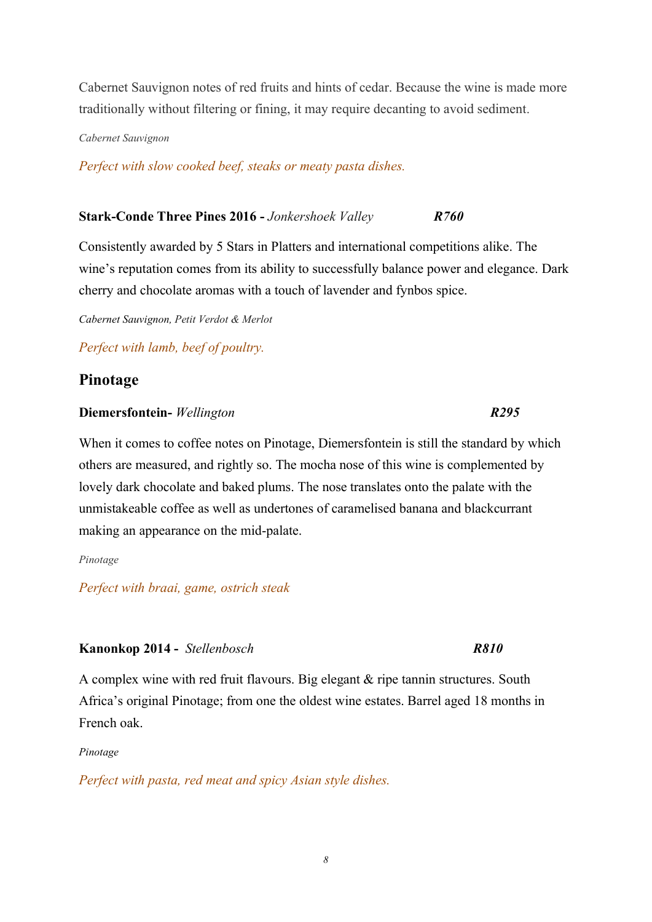Cabernet Sauvignon notes of red fruits and hints of cedar. Because the wine is made more traditionally without filtering or fining, it may require decanting to avoid sediment.

*Cabernet Sauvignon*

*Perfect with slow cooked beef, steaks or meaty pasta dishes.*

**Stark-Conde Three Pines 2016 -** *Jonkershoek Valley* ***R760***

Consistently awarded by 5 Stars in Platters and international competitions alike. The wine's reputation comes from its ability to successfully balance power and elegance. Dark cherry and chocolate aromas with a touch of lavender and fynbos spice.

*Cabernet Sauvignon, Petit Verdot & Merlot*

*Perfect with lamb, beef of poultry.*

## Pinotage

**Diemersfontein-** *Wellington* ***R295***

When it comes to coffee notes on Pinotage, Diemersfontein is still the standard by which others are measured, and rightly so. The mocha nose of this wine is complemented by lovely dark chocolate and baked plums. The nose translates onto the palate with the unmistakeable coffee as well as undertones of caramelised banana and blackcurrant making an appearance on the mid-palate.

*Pinotage*

*Perfect with braai, game, ostrich steak*

**Kanonkop 2014 -** *Stellenbosch* ***R810***

A complex wine with red fruit flavours. Big elegant & ripe tannin structures. South Africa's original Pinotage; from one the oldest wine estates. Barrel aged 18 months in French oak.

*Pinotage*

*Perfect with pasta, red meat and spicy Asian style dishes.*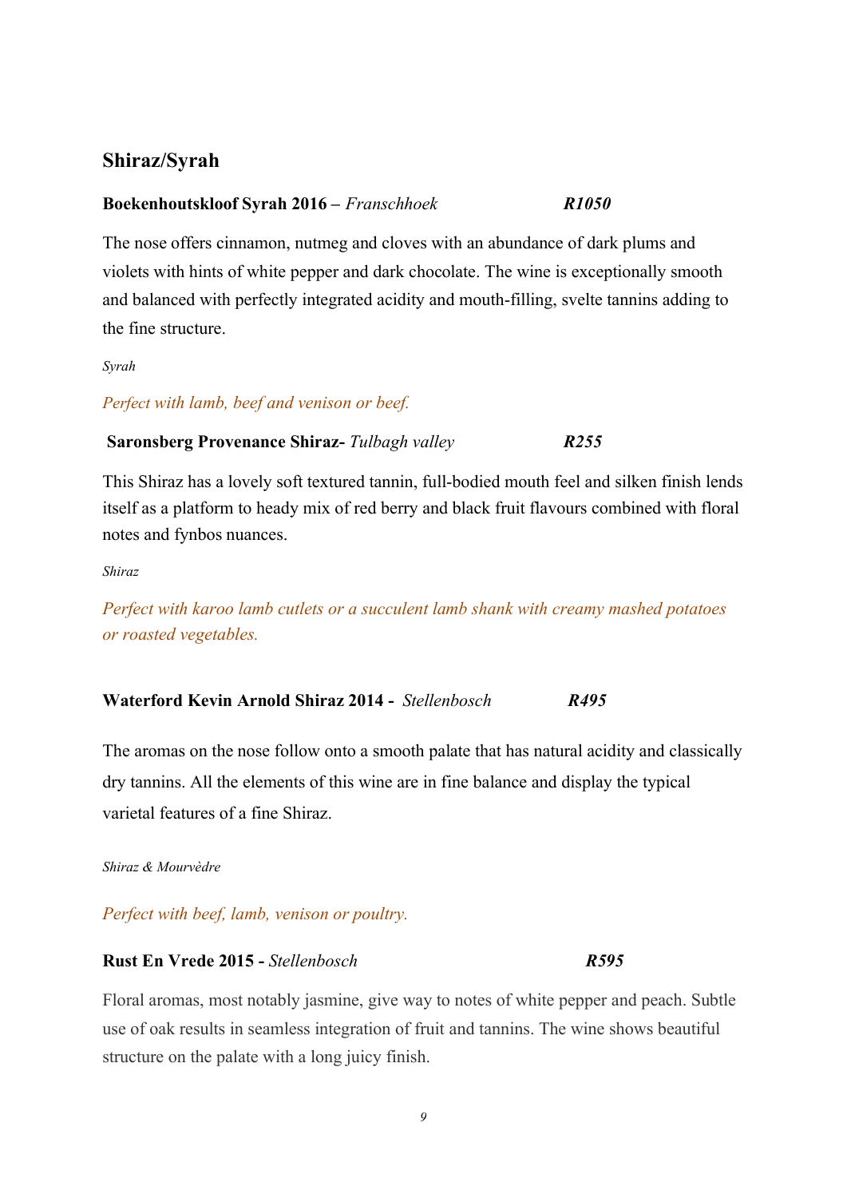## Shiraz/Syrah

**Boekenhoutskloof Syrah 2016** – *Franschhoek* ***R1050***

The nose offers cinnamon, nutmeg and cloves with an abundance of dark plums and violets with hints of white pepper and dark chocolate. The wine is exceptionally smooth and balanced with perfectly integrated acidity and mouth-filling, svelte tannins adding to the fine structure.

*Syrah*

*Perfect with lamb, beef and venison or beef.*

**Saronsberg Provenance Shiraz-** *Tulbagh valley* ***R255***

This Shiraz has a lovely soft textured tannin, full-bodied mouth feel and silken finish lends itself as a platform to heady mix of red berry and black fruit flavours combined with floral notes and fynbos nuances.

*Shiraz*

*Perfect with karoo lamb cutlets or a succulent lamb shank with creamy mashed potatoes or roasted vegetables.*

**Waterford Kevin Arnold Shiraz 2014 -** *Stellenbosch* ***R495***

The aromas on the nose follow onto a smooth palate that has natural acidity and classically dry tannins. All the elements of this wine are in fine balance and display the typical varietal features of a fine Shiraz.

*Shiraz & Mourvèdre*

*Perfect with beef, lamb, venison or poultry.*

**Rust En Vrede 2015 -** *Stellenbosch* ***R595***

Floral aromas, most notably jasmine, give way to notes of white pepper and peach. Subtle use of oak results in seamless integration of fruit and tannins. The wine shows beautiful structure on the palate with a long juicy finish.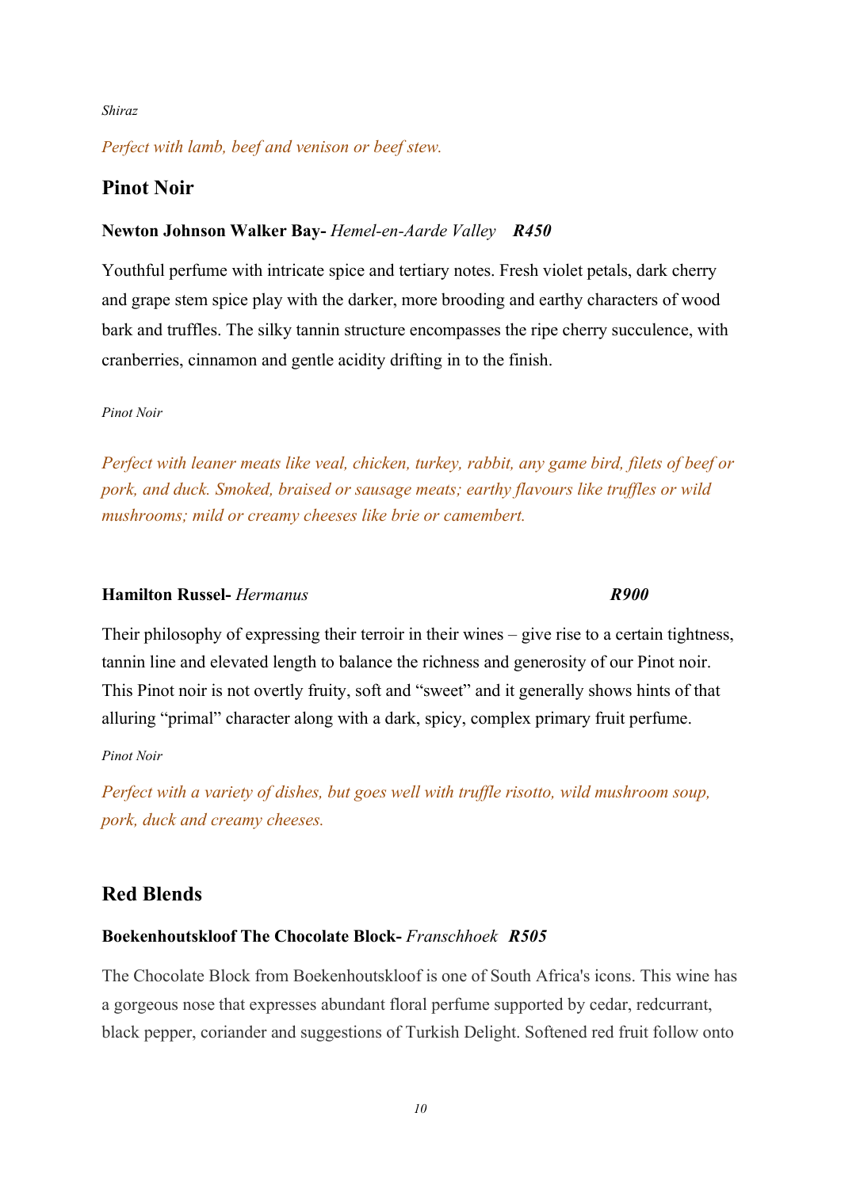*Shiraz*

*Perfect with lamb, beef and venison or beef stew.*

## Pinot Noir

**Newton Johnson Walker Bay-** *Hemel-en-Aarde Valley* ***R450***

Youthful perfume with intricate spice and tertiary notes. Fresh violet petals, dark cherry and grape stem spice play with the darker, more brooding and earthy characters of wood bark and truffles. The silky tannin structure encompasses the ripe cherry succulence, with cranberries, cinnamon and gentle acidity drifting in to the finish.

*Pinot Noir*

*Perfect with leaner meats like veal, chicken, turkey, rabbit, any game bird, filets of beef or pork, and duck. Smoked, braised or sausage meats; earthy flavours like truffles or wild mushrooms; mild or creamy cheeses like brie or camembert.*

**Hamilton Russel-** *Hermanus* ***R900***

Their philosophy of expressing their terroir in their wines – give rise to a certain tightness, tannin line and elevated length to balance the richness and generosity of our Pinot noir. This Pinot noir is not overtly fruity, soft and "sweet" and it generally shows hints of that alluring "primal" character along with a dark, spicy, complex primary fruit perfume.

*Pinot Noir*

*Perfect with a variety of dishes, but goes well with truffle risotto, wild mushroom soup, pork, duck and creamy cheeses.*

## Red Blends

**Boekenhoutskloof The Chocolate Block-** *Franschhoek* ***R505***

The Chocolate Block from Boekenhoutskloof is one of South Africa's icons. This wine has a gorgeous nose that expresses abundant floral perfume supported by cedar, redcurrant, black pepper, coriander and suggestions of Turkish Delight. Softened red fruit follow onto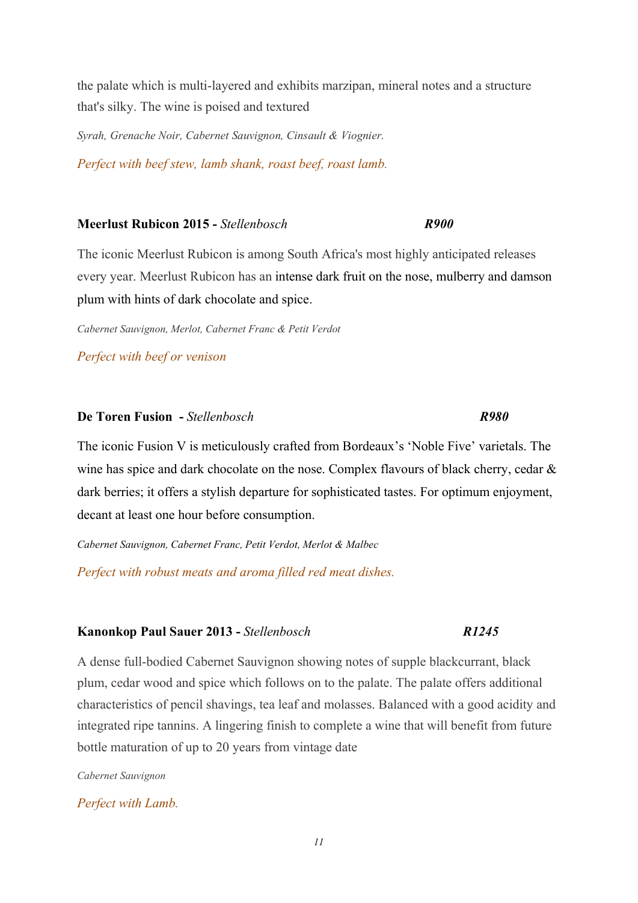the palate which is multi-layered and exhibits marzipan, mineral notes and a structure that's silky. The wine is poised and textured

*Syrah, Grenache Noir, Cabernet Sauvignon, Cinsault & Viognier.*

*Perfect with beef stew, lamb shank, roast beef, roast lamb.*

**Meerlust Rubicon 2015 -** *Stellenbosch* ***R900***

The iconic Meerlust Rubicon is among South Africa's most highly anticipated releases every year. Meerlust Rubicon has an intense dark fruit on the nose, mulberry and damson plum with hints of dark chocolate and spice.

*Cabernet Sauvignon, Merlot, Cabernet Franc & Petit Verdot*

*Perfect with beef or venison*

**De Toren Fusion -** *Stellenbosch* ***R980***

The iconic Fusion V is meticulously crafted from Bordeaux's 'Noble Five' varietals. The wine has spice and dark chocolate on the nose. Complex flavours of black cherry, cedar & dark berries; it offers a stylish departure for sophisticated tastes. For optimum enjoyment, decant at least one hour before consumption.

*Cabernet Sauvignon, Cabernet Franc, Petit Verdot, Merlot & Malbec*

*Perfect with robust meats and aroma filled red meat dishes.*

**Kanonkop Paul Sauer 2013 -** *Stellenbosch* ***R1245***

A dense full-bodied Cabernet Sauvignon showing notes of supple blackcurrant, black plum, cedar wood and spice which follows on to the palate. The palate offers additional characteristics of pencil shavings, tea leaf and molasses. Balanced with a good acidity and integrated ripe tannins. A lingering finish to complete a wine that will benefit from future bottle maturation of up to 20 years from vintage date

*Cabernet Sauvignon*

*Perfect with Lamb.*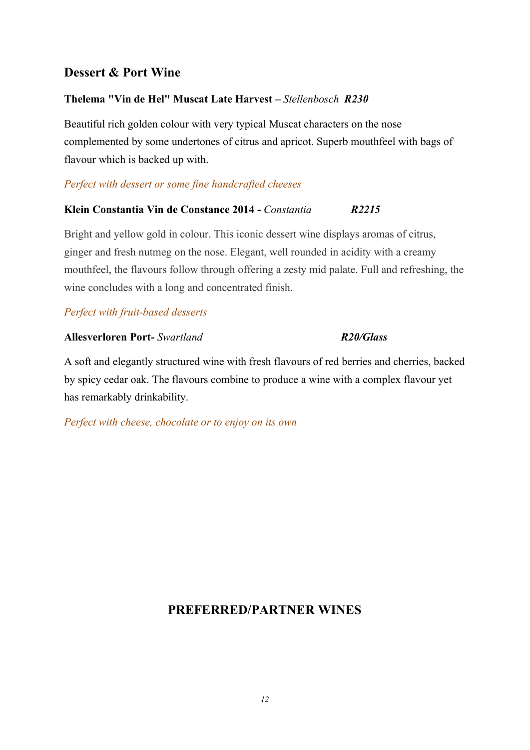## Dessert & Port Wine

**Thelema "Vin de Hel" Muscat Late Harvest –** *Stellenbosch* ***R230***

Beautiful rich golden colour with very typical Muscat characters on the nose complemented by some undertones of citrus and apricot. Superb mouthfeel with bags of flavour which is backed up with.

*Perfect with dessert or some fine handcrafted cheeses*

**Klein Constantia Vin de Constance 2014 -** *Constantia* ***R2215***

Bright and yellow gold in colour. This iconic dessert wine displays aromas of citrus, ginger and fresh nutmeg on the nose. Elegant, well rounded in acidity with a creamy mouthfeel, the flavours follow through offering a zesty mid palate. Full and refreshing, the wine concludes with a long and concentrated finish.

*Perfect with fruit-based desserts*

**Allesverloren Port-** *Swartland* ***R20/Glass***

A soft and elegantly structured wine with fresh flavours of red berries and cherries, backed by spicy cedar oak. The flavours combine to produce a wine with a complex flavour yet has remarkably drinkability.

*Perfect with cheese, chocolate or to enjoy on its own*

## PREFERRED/PARTNER WINES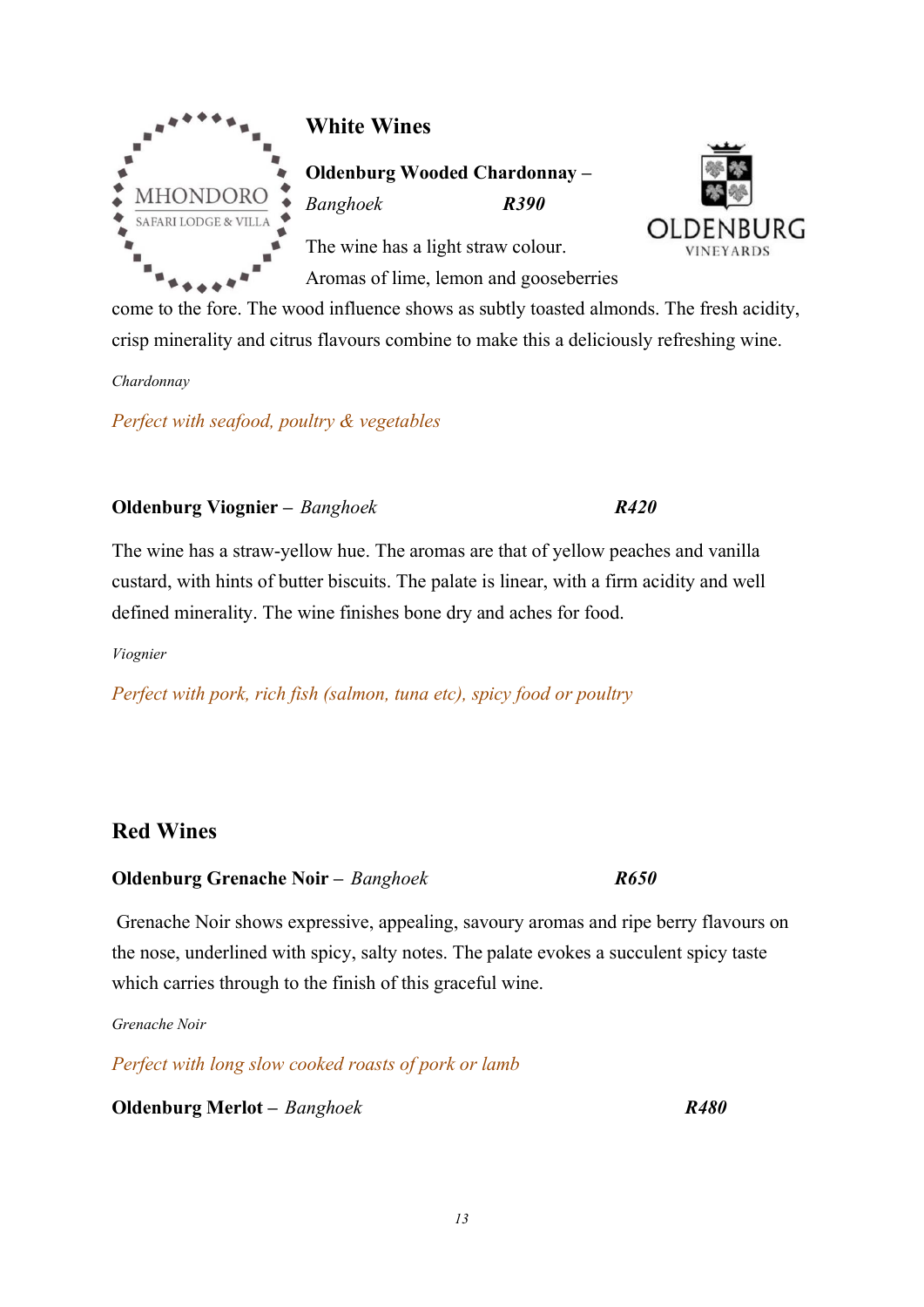MHONDORO
SAFARI LODGE & VILLA

OLDENBURG
VINEYARDS

## White Wines

**Oldenburg Wooded Chardonnay –** *Banghoek* ***R390***

The wine has a light straw colour. Aromas of lime, lemon and gooseberries come to the fore. The wood influence shows as subtly toasted almonds. The fresh acidity, crisp minerality and citrus flavours combine to make this a deliciously refreshing wine.

*Chardonnay*

*Perfect with seafood, poultry & vegetables*

**Oldenburg Viognier –** *Banghoek* ***R420***

The wine has a straw-yellow hue. The aromas are that of yellow peaches and vanilla custard, with hints of butter biscuits. The palate is linear, with a firm acidity and well defined minerality. The wine finishes bone dry and aches for food.

*Viognier*

*Perfect with pork, rich fish (salmon, tuna etc), spicy food or poultry*

## Red Wines

**Oldenburg Grenache Noir –** *Banghoek* ***R650***

Grenache Noir shows expressive, appealing, savoury aromas and ripe berry flavours on the nose, underlined with spicy, salty notes. The palate evokes a succulent spicy taste which carries through to the finish of this graceful wine.

*Grenache Noir*

*Perfect with long slow cooked roasts of pork or lamb*

**Oldenburg Merlot –** *Banghoek* ***R480***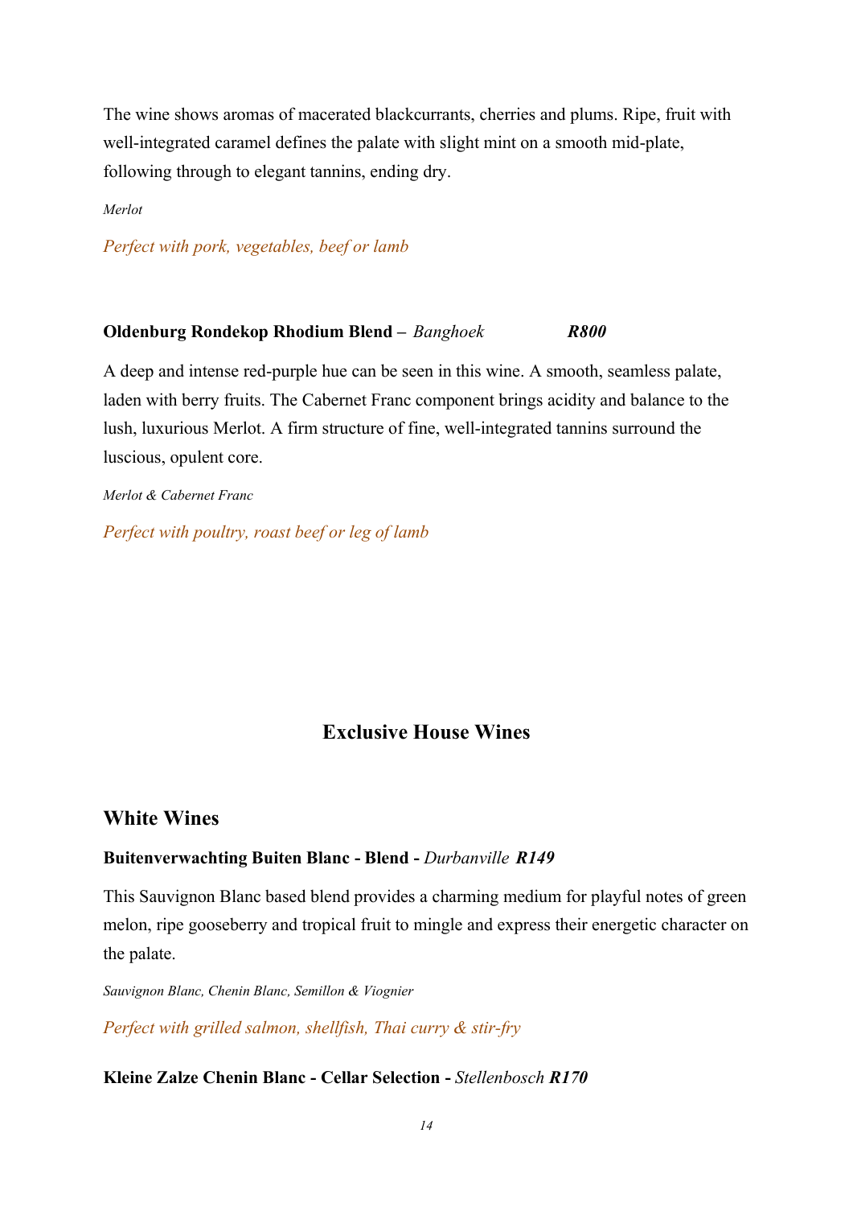The wine shows aromas of macerated blackcurrants, cherries and plums. Ripe, fruit with well-integrated caramel defines the palate with slight mint on a smooth mid-plate, following through to elegant tannins, ending dry.

*Merlot*

*Perfect with pork, vegetables, beef or lamb*

**Oldenburg Rondekop Rhodium Blend –** *Banghoek* ***R800***

A deep and intense red-purple hue can be seen in this wine. A smooth, seamless palate, laden with berry fruits. The Cabernet Franc component brings acidity and balance to the lush, luxurious Merlot. A firm structure of fine, well-integrated tannins surround the luscious, opulent core.

*Merlot & Cabernet Franc*

*Perfect with poultry, roast beef or leg of lamb*

# Exclusive House Wines

## White Wines

**Buitenverwachting Buiten Blanc - Blend -** *Durbanville* ***R149***

This Sauvignon Blanc based blend provides a charming medium for playful notes of green melon, ripe gooseberry and tropical fruit to mingle and express their energetic character on the palate.

*Sauvignon Blanc, Chenin Blanc, Semillon & Viognier*

*Perfect with grilled salmon, shellfish, Thai curry & stir-fry*

**Kleine Zalze Chenin Blanc - Cellar Selection -** *Stellenbosch* ***R170***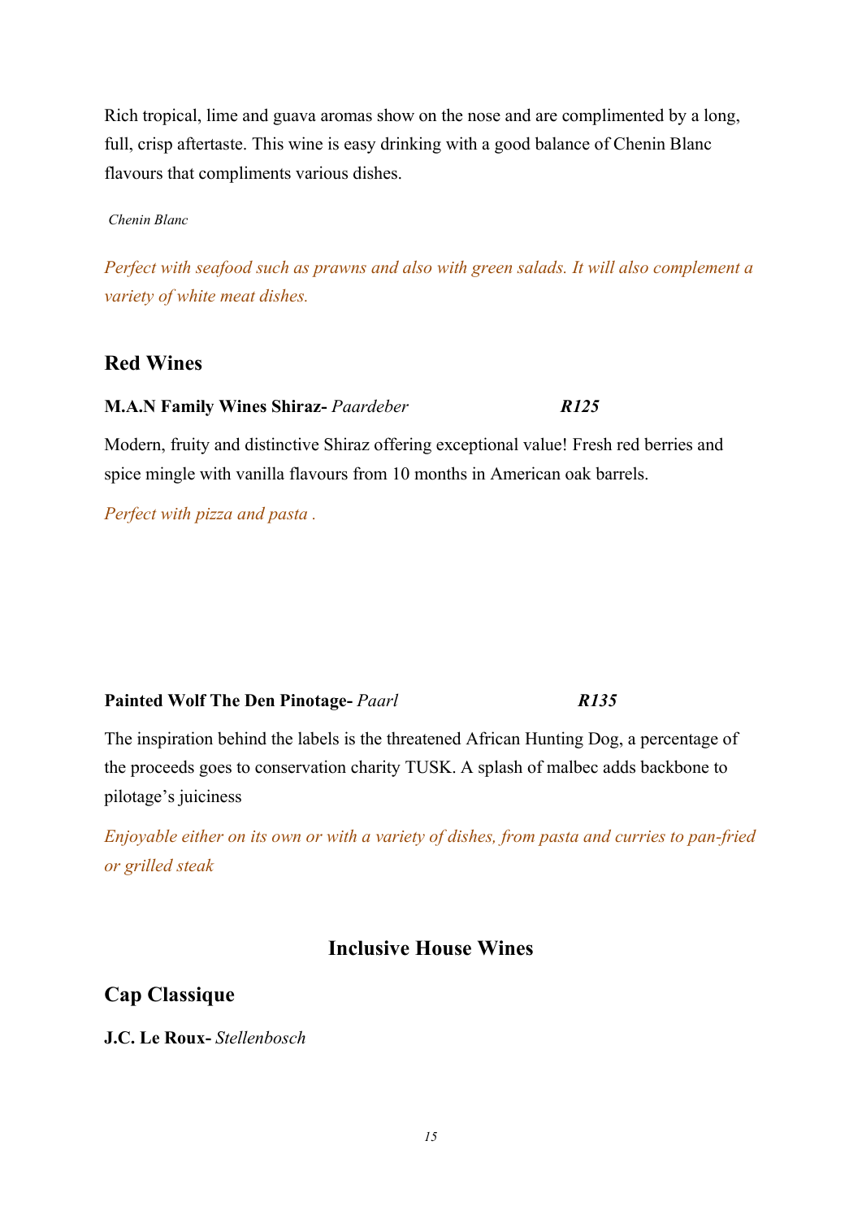Rich tropical, lime and guava aromas show on the nose and are complimented by a long, full, crisp aftertaste. This wine is easy drinking with a good balance of Chenin Blanc flavours that compliments various dishes.

*Chenin Blanc*

*Perfect with seafood such as prawns and also with green salads. It will also complement a variety of white meat dishes.*

## Red Wines

**M.A.N Family Wines Shiraz-** *Paardeber* ***R125***

Modern, fruity and distinctive Shiraz offering exceptional value! Fresh red berries and spice mingle with vanilla flavours from 10 months in American oak barrels.

*Perfect with pizza and pasta .*

**Painted Wolf The Den Pinotage-** *Paarl* ***R135***

The inspiration behind the labels is the threatened African Hunting Dog, a percentage of the proceeds goes to conservation charity TUSK. A splash of malbec adds backbone to pilotage's juiciness

*Enjoyable either on its own or with a variety of dishes, from pasta and curries to pan-fried or grilled steak*

## Inclusive House Wines

## Cap Classique

**J.C. Le Roux-** *Stellenbosch*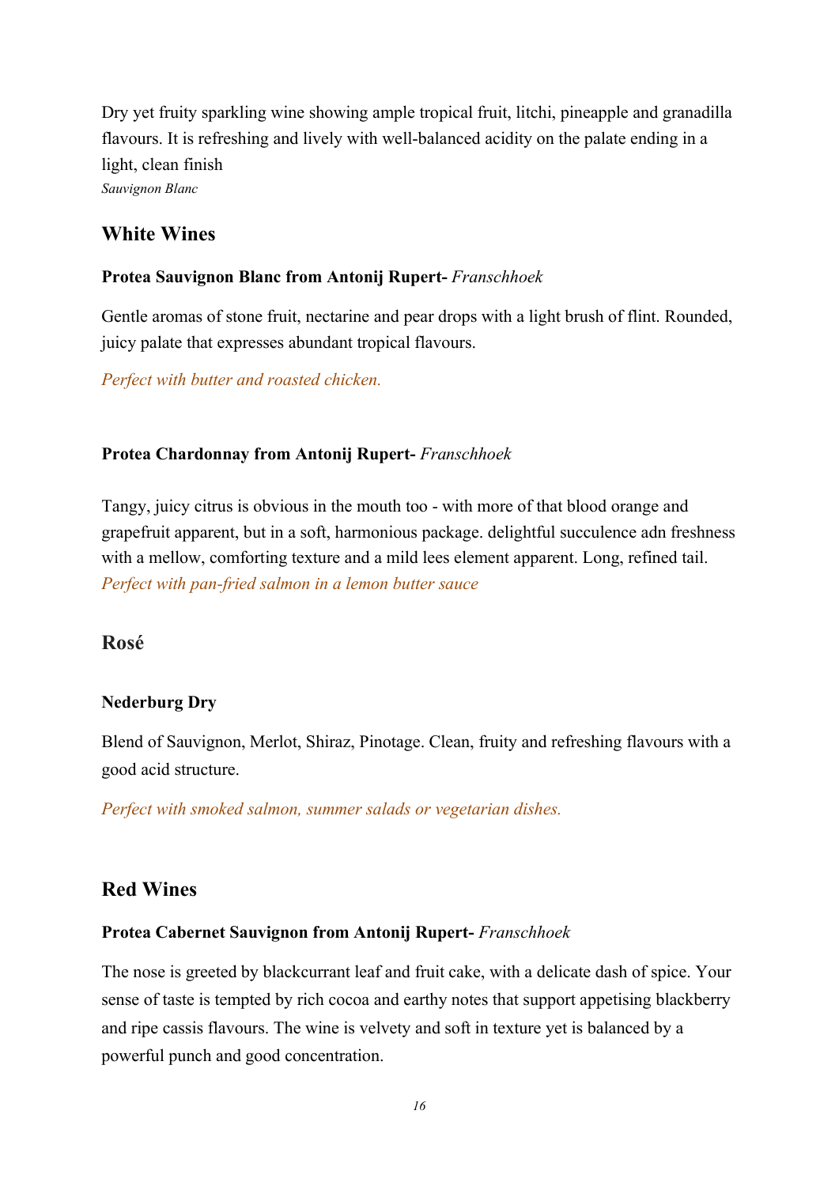Dry yet fruity sparkling wine showing ample tropical fruit, litchi, pineapple and granadilla flavours. It is refreshing and lively with well-balanced acidity on the palate ending in a light, clean finish

*Sauvignon Blanc*

## White Wines

**Protea Sauvignon Blanc from Antonij Rupert-** *Franschhoek*

Gentle aromas of stone fruit, nectarine and pear drops with a light brush of flint. Rounded, juicy palate that expresses abundant tropical flavours.

*Perfect with butter and roasted chicken.*

**Protea Chardonnay from Antonij Rupert-** *Franschhoek*

Tangy, juicy citrus is obvious in the mouth too - with more of that blood orange and grapefruit apparent, but in a soft, harmonious package. delightful succulence adn freshness with a mellow, comforting texture and a mild lees element apparent. Long, refined tail.

*Perfect with pan-fried salmon in a lemon butter sauce*

## Rosé

**Nederburg Dry**

Blend of Sauvignon, Merlot, Shiraz, Pinotage. Clean, fruity and refreshing flavours with a good acid structure.

*Perfect with smoked salmon, summer salads or vegetarian dishes.*

## Red Wines

**Protea Cabernet Sauvignon from Antonij Rupert-** *Franschhoek*

The nose is greeted by blackcurrant leaf and fruit cake, with a delicate dash of spice. Your sense of taste is tempted by rich cocoa and earthy notes that support appetising blackberry and ripe cassis flavours. The wine is velvety and soft in texture yet is balanced by a powerful punch and good concentration.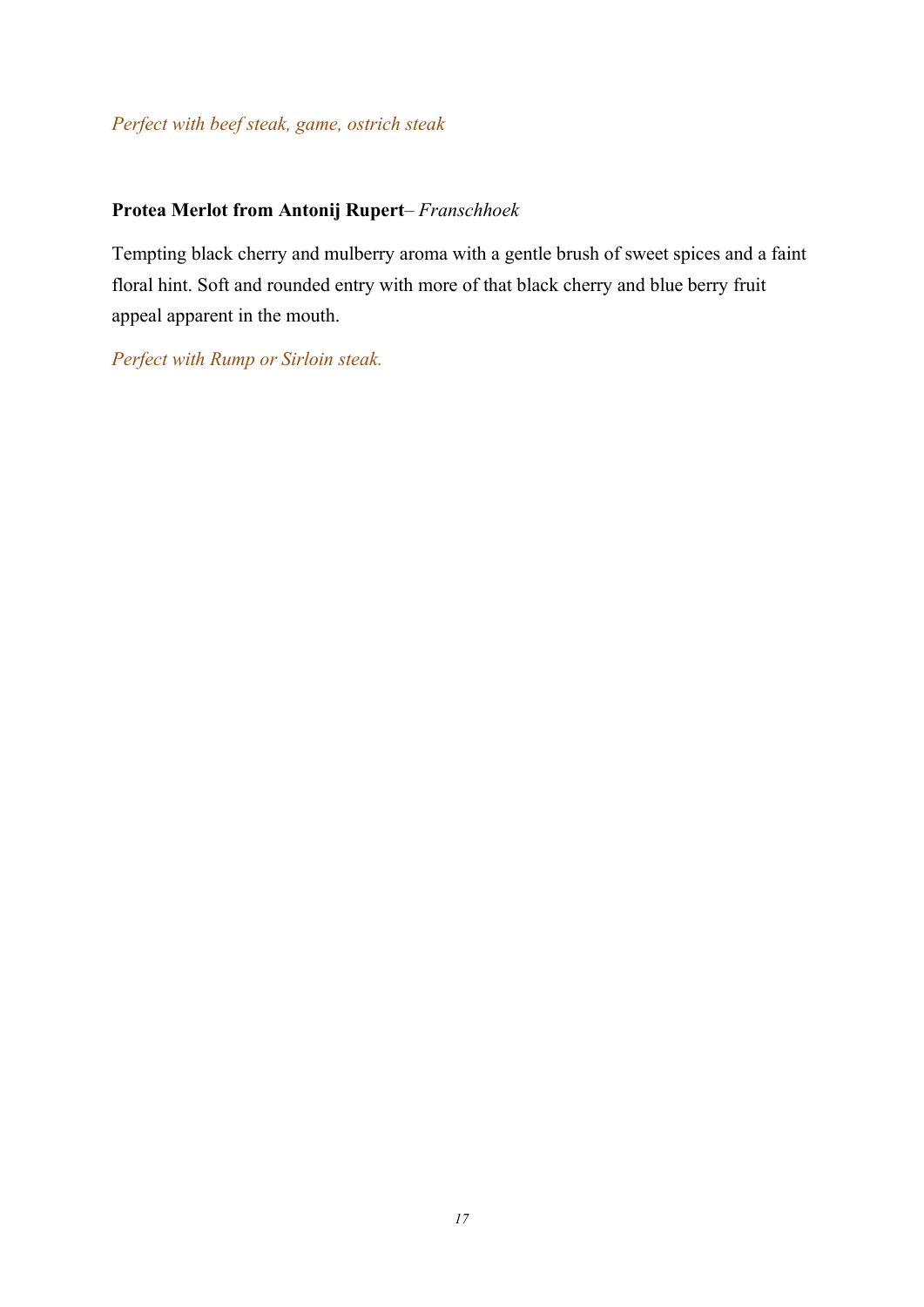*Perfect with beef steak, game, ostrich steak*

**Protea Merlot from Antonij Rupert**– *Franschhoek*

Tempting black cherry and mulberry aroma with a gentle brush of sweet spices and a faint floral hint. Soft and rounded entry with more of that black cherry and blue berry fruit appeal apparent in the mouth.

*Perfect with Rump or Sirloin steak.*